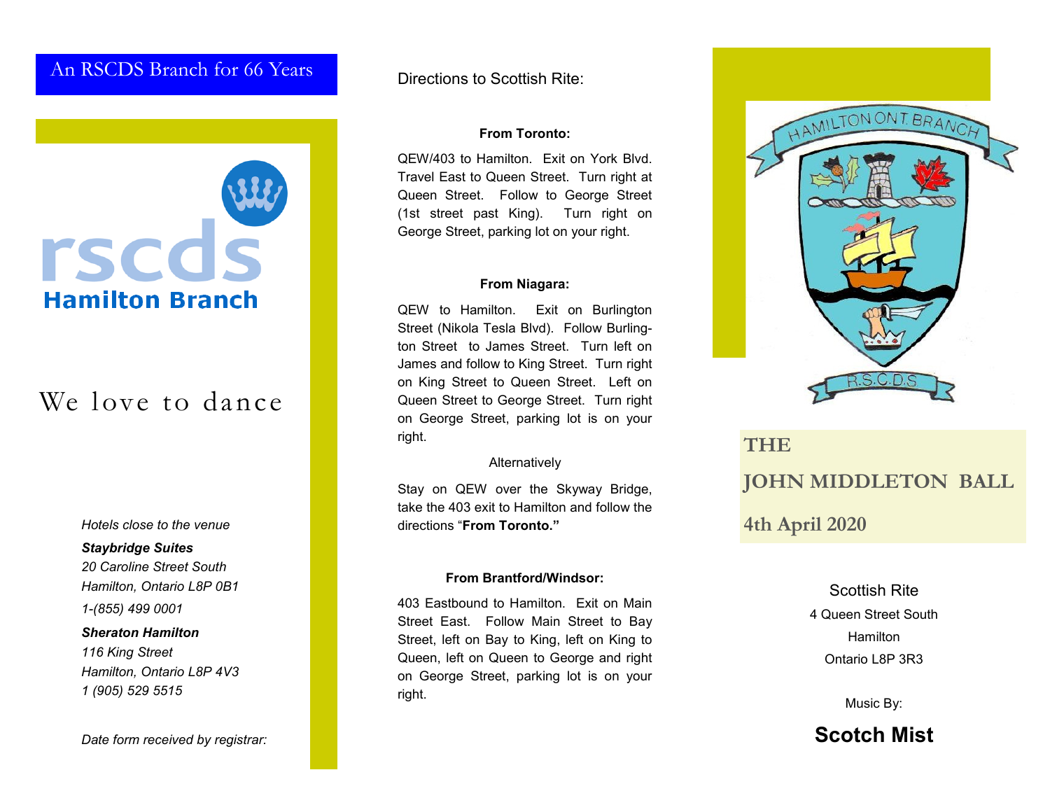An RSCDS Branch for 66 Years

rscds
Hamilton Branch

We love to dance

*Hotels close to the venue*

***Staybridge Suites***
*20 Caroline Street South*
*Hamilton, Ontario L8P 0B1*
*1-(855) 499 0001*

***Sheraton Hamilton***
*116 King Street*
*Hamilton, Ontario L8P 4V3*
*1 (905) 529 5515*

*Date form received by registrar:*

Directions to Scottish Rite:

**From Toronto:**

QEW/403 to Hamilton. Exit on York Blvd. Travel East to Queen Street. Turn right at Queen Street. Follow to George Street (1st street past King). Turn right on George Street, parking lot on your right.

**From Niagara:**

QEW to Hamilton. Exit on Burlington Street (Nikola Tesla Blvd). Follow Burlington Street to James Street. Turn left on James and follow to King Street. Turn right on King Street to Queen Street. Left on Queen Street to George Street. Turn right on George Street, parking lot is on your right.

Alternatively

Stay on QEW over the Skyway Bridge, take the 403 exit to Hamilton and follow the directions "**From Toronto.**"

**From Brantford/Windsor:**

403 Eastbound to Hamilton. Exit on Main Street East. Follow Main Street to Bay Street, left on Bay to King, left on King to Queen, left on Queen to George and right on George Street, parking lot is on your right.

HAMILTON ONT. BRANCH

R.S.C.D.S

# THE JOHN MIDDLETON BALL

## 4th April 2020

Scottish Rite
4 Queen Street South
Hamilton
Ontario L8P 3R3

Music By:

**Scotch Mist**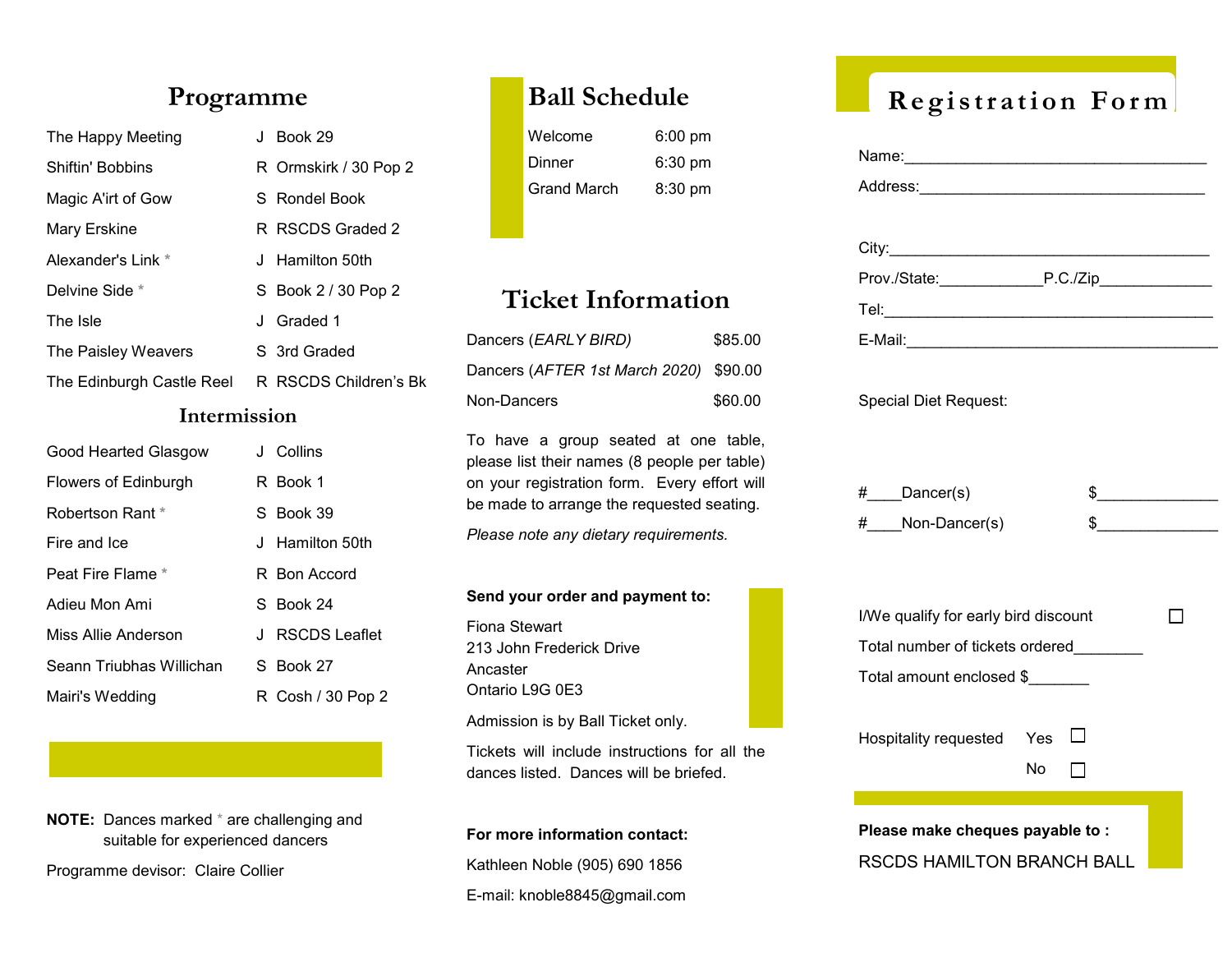## Programme

| | | |
|---|---|---|
| The Happy Meeting | J | Book 29 |
| Shiftin' Bobbins | R | Ormskirk / 30 Pop 2 |
| Magic A'irt of Gow | S | Rondel Book |
| Mary Erskine | R | RSCDS Graded 2 |
| Alexander's Link * | J | Hamilton 50th |
| Delvine Side * | S | Book 2 / 30 Pop 2 |
| The Isle | J | Graded 1 |
| The Paisley Weavers | S | 3rd Graded |
| The Edinburgh Castle Reel | R | RSCDS Children's Bk |

### Intermission

| | | |
|---|---|---|
| Good Hearted Glasgow | J | Collins |
| Flowers of Edinburgh | R | Book 1 |
| Robertson Rant * | S | Book 39 |
| Fire and Ice | J | Hamilton 50th |
| Peat Fire Flame * | R | Bon Accord |
| Adieu Mon Ami | S | Book 24 |
| Miss Allie Anderson | J | RSCDS Leaflet |
| Seann Triubhas Willichan | S | Book 27 |
| Mairi's Wedding | R | Cosh / 30 Pop 2 |

**NOTE:** Dances marked * are challenging and suitable for experienced dancers

Programme devisor: Claire Collier

## Ball Schedule

| | |
|---|---|
| Welcome | 6:00 pm |
| Dinner | 6:30 pm |
| Grand March | 8:30 pm |

## Ticket Information

| | |
|---|---|
| Dancers (*EARLY BIRD)* | $85.00 |
| Dancers (*AFTER 1st March 2020)* | $90.00 |
| Non-Dancers | $60.00 |

To have a group seated at one table, please list their names (8 people per table) on your registration form. Every effort will be made to arrange the requested seating.

*Please note any dietary requirements.*

**Send your order and payment to:**

Fiona Stewart
213 John Frederick Drive
Ancaster
Ontario L9G 0E3

Admission is by Ball Ticket only.

Tickets will include instructions for all the dances listed. Dances will be briefed.

**For more information contact:**

Kathleen Noble (905) 690 1856

E-mail: knoble8845@gmail.com

## Registration Form

Name:___________________________________

Address:_________________________________

City:____________________________________

Prov./State:___________P.C./Zip_____________

Tel:_____________________________________

E-Mail:__________________________________

Special Diet Request:

#____Dancer(s) $______________

#____Non-Dancer(s) $______________

I/We qualify for early bird discount ☐

Total number of tickets ordered________

Total amount enclosed $_______

Hospitality requested Yes ☐

No ☐

**Please make cheques payable to :**

RSCDS HAMILTON BRANCH BALL